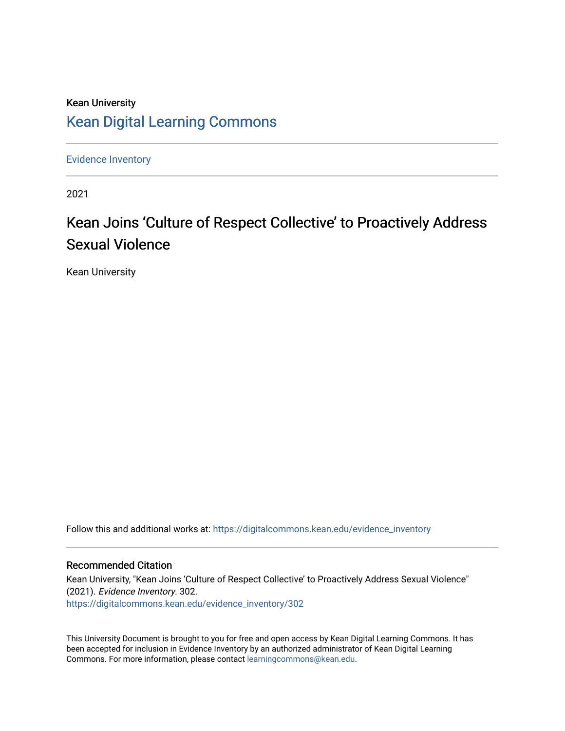Kean University

## Kean Digital Learning Commons

Evidence Inventory

2021

# Kean Joins 'Culture of Respect Collective' to Proactively Address Sexual Violence

Kean University

Follow this and additional works at: https://digitalcommons.kean.edu/evidence_inventory

### Recommended Citation

Kean University, "Kean Joins 'Culture of Respect Collective' to Proactively Address Sexual Violence" (2021). *Evidence Inventory*. 302.
https://digitalcommons.kean.edu/evidence_inventory/302

This University Document is brought to you for free and open access by Kean Digital Learning Commons. It has been accepted for inclusion in Evidence Inventory by an authorized administrator of Kean Digital Learning Commons. For more information, please contact learningcommons@kean.edu.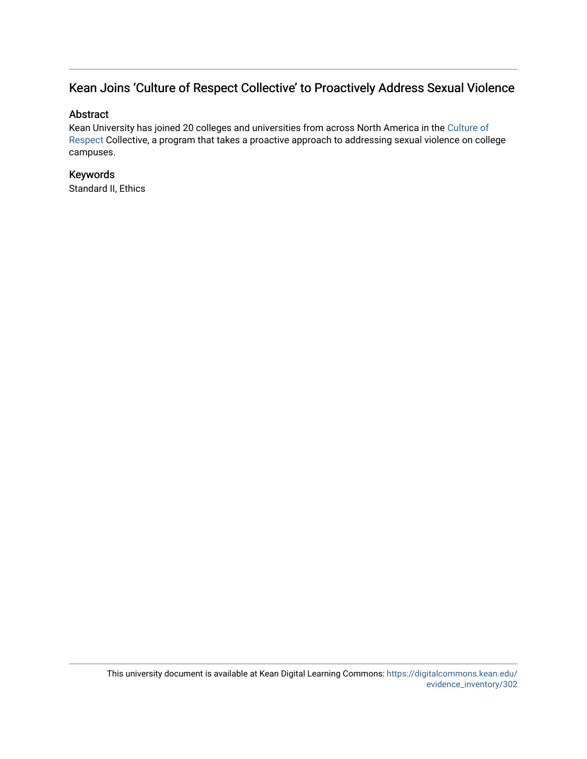# Kean Joins 'Culture of Respect Collective' to Proactively Address Sexual Violence

## Abstract

Kean University has joined 20 colleges and universities from across North America in the Culture of Respect Collective, a program that takes a proactive approach to addressing sexual violence on college campuses.

## Keywords

Standard II, Ethics

This university document is available at Kean Digital Learning Commons: https://digitalcommons.kean.edu/evidence_inventory/302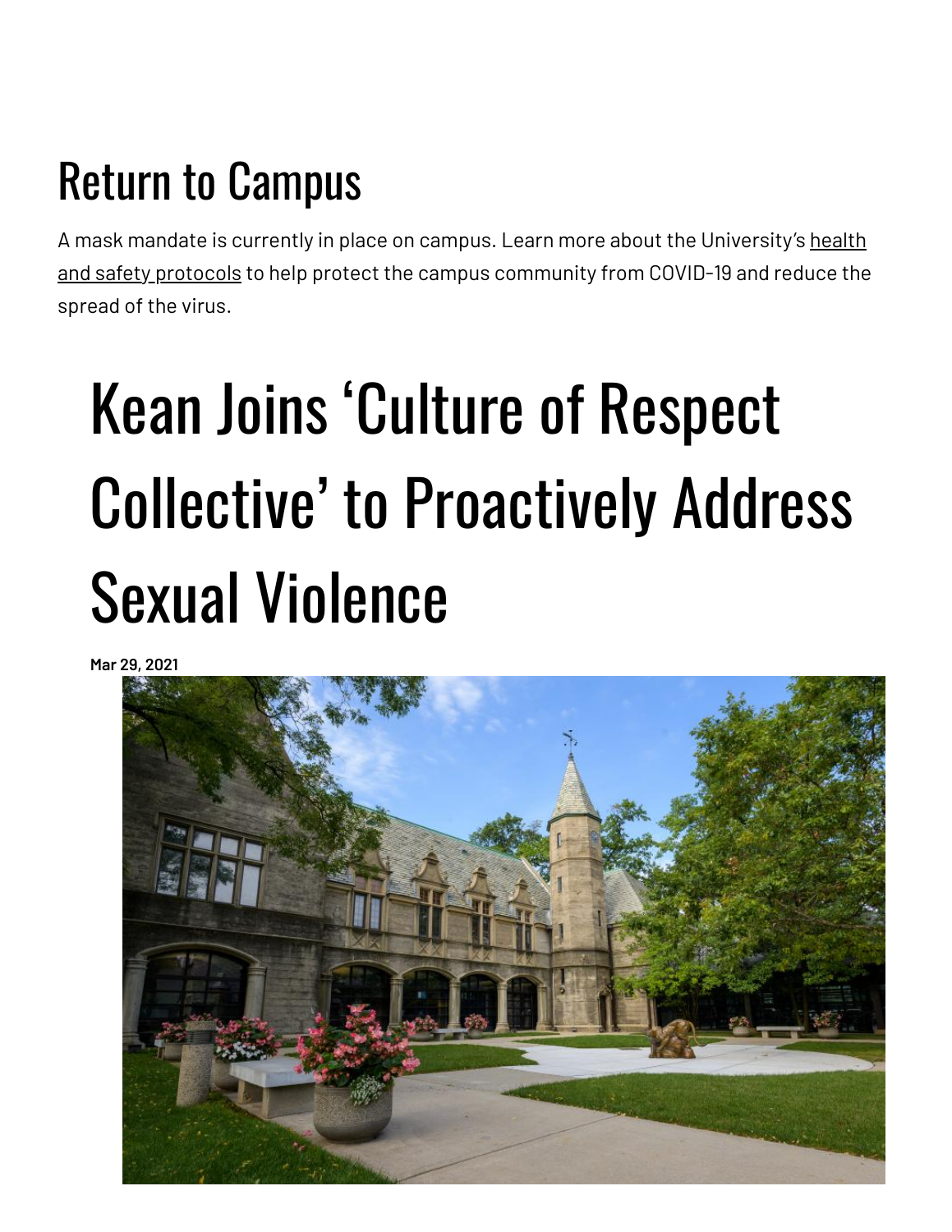## Return to Campus

A mask mandate is currently in place on campus. Learn more about the University's health and safety protocols to help protect the campus community from COVID-19 and reduce the spread of the virus.

# Kean Joins 'Culture of Respect Collective' to Proactively Address Sexual Violence

**Mar 29, 2021**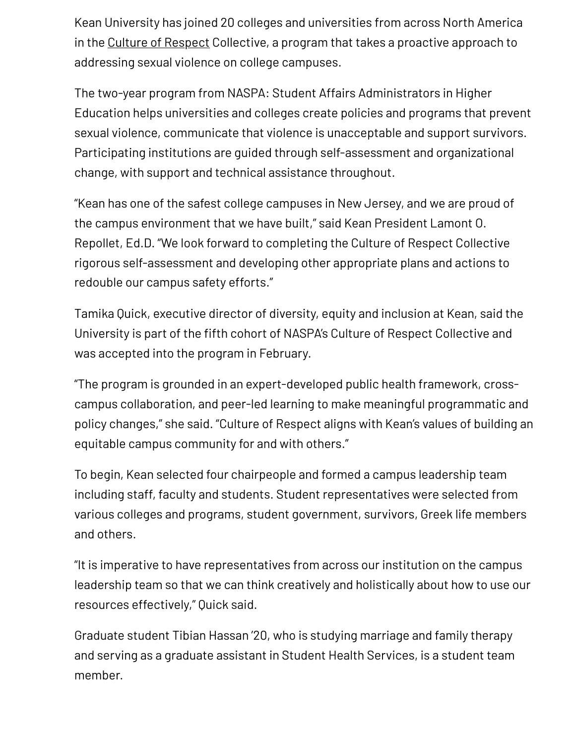Kean University has joined 20 colleges and universities from across North America in the Culture of Respect Collective, a program that takes a proactive approach to addressing sexual violence on college campuses.

The two-year program from NASPA: Student Affairs Administrators in Higher Education helps universities and colleges create policies and programs that prevent sexual violence, communicate that violence is unacceptable and support survivors. Participating institutions are guided through self-assessment and organizational change, with support and technical assistance throughout.

"Kean has one of the safest college campuses in New Jersey, and we are proud of the campus environment that we have built," said Kean President Lamont O. Repollet, Ed.D. "We look forward to completing the Culture of Respect Collective rigorous self-assessment and developing other appropriate plans and actions to redouble our campus safety efforts."

Tamika Quick, executive director of diversity, equity and inclusion at Kean, said the University is part of the fifth cohort of NASPA's Culture of Respect Collective and was accepted into the program in February.

"The program is grounded in an expert-developed public health framework, cross-campus collaboration, and peer-led learning to make meaningful programmatic and policy changes," she said. "Culture of Respect aligns with Kean's values of building an equitable campus community for and with others."

To begin, Kean selected four chairpeople and formed a campus leadership team including staff, faculty and students. Student representatives were selected from various colleges and programs, student government, survivors, Greek life members and others.

"It is imperative to have representatives from across our institution on the campus leadership team so that we can think creatively and holistically about how to use our resources effectively," Quick said.

Graduate student Tibian Hassan '20, who is studying marriage and family therapy and serving as a graduate assistant in Student Health Services, is a student team member.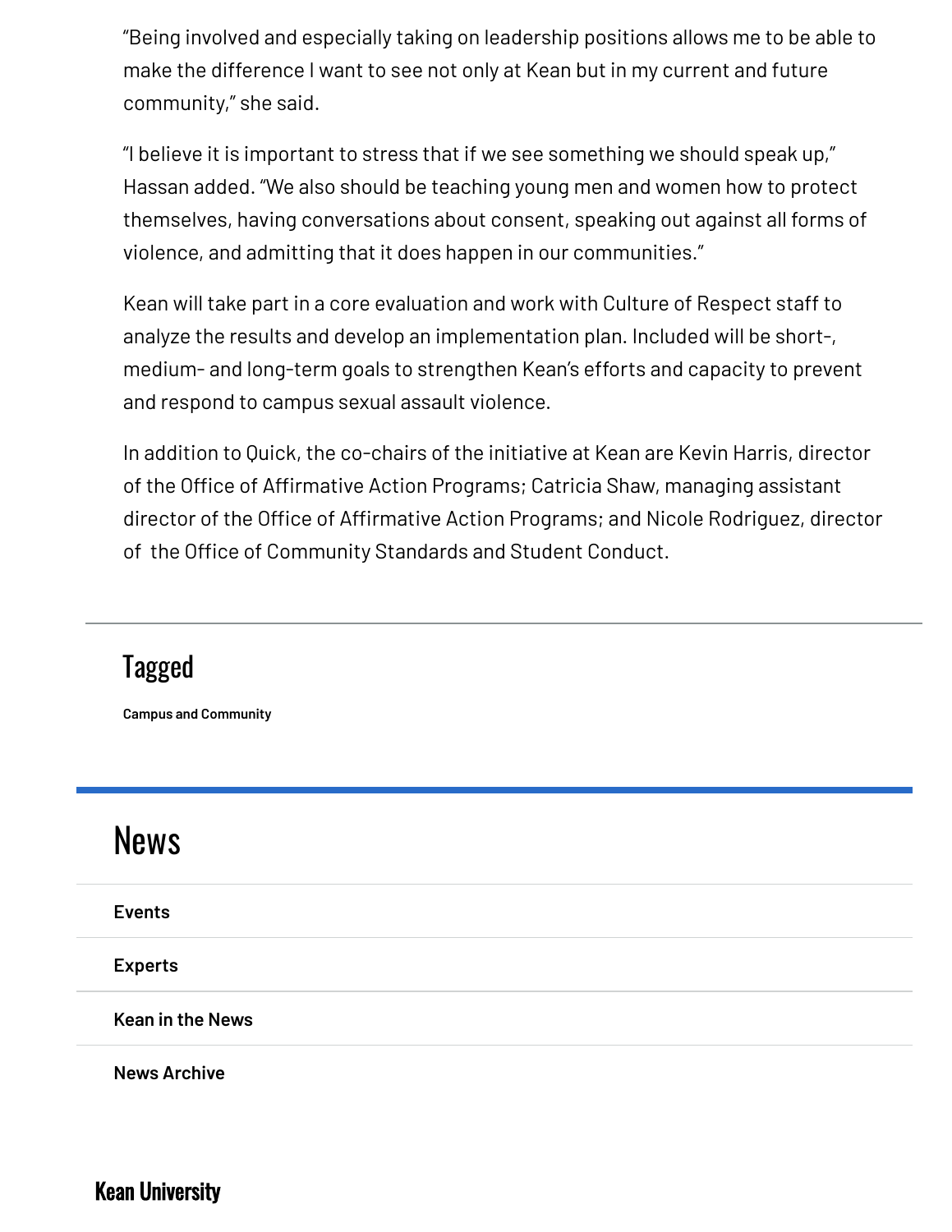"Being involved and especially taking on leadership positions allows me to be able to make the difference I want to see not only at Kean but in my current and future community," she said.

"I believe it is important to stress that if we see something we should speak up," Hassan added. "We also should be teaching young men and women how to protect themselves, having conversations about consent, speaking out against all forms of violence, and admitting that it does happen in our communities."

Kean will take part in a core evaluation and work with Culture of Respect staff to analyze the results and develop an implementation plan. Included will be short-, medium- and long-term goals to strengthen Kean's efforts and capacity to prevent and respond to campus sexual assault violence.

In addition to Quick, the co-chairs of the initiative at Kean are Kevin Harris, director of the Office of Affirmative Action Programs; Catricia Shaw, managing assistant director of the Office of Affirmative Action Programs; and Nicole Rodriguez, director of the Office of Community Standards and Student Conduct.

## Tagged

**Campus and Community**

# News

**Events**

**Experts**

**Kean in the News**

**News Archive**

**Kean University**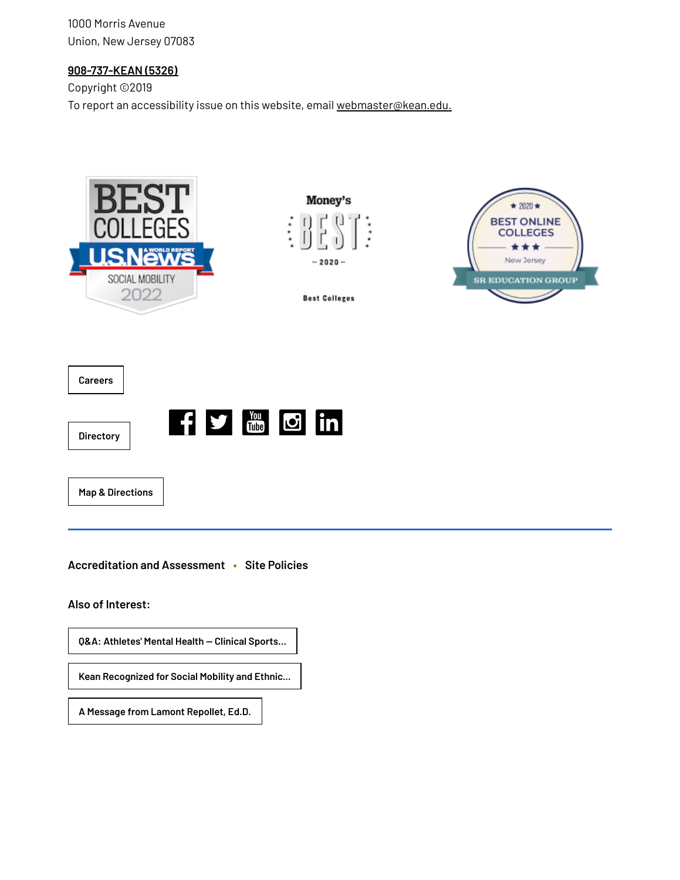1000 Morris Avenue
Union, New Jersey 07083

908-737-KEAN (5326)
Copyright ©2019
To report an accessibility issue on this website, email webmaster@kean.edu.

Careers

Directory

Map & Directions

Accreditation and Assessment • Site Policies

**Also of Interest:**

Q&A: Athletes' Mental Health — Clinical Sports...

Kean Recognized for Social Mobility and Ethnic...

A Message from Lamont Repollet, Ed.D.